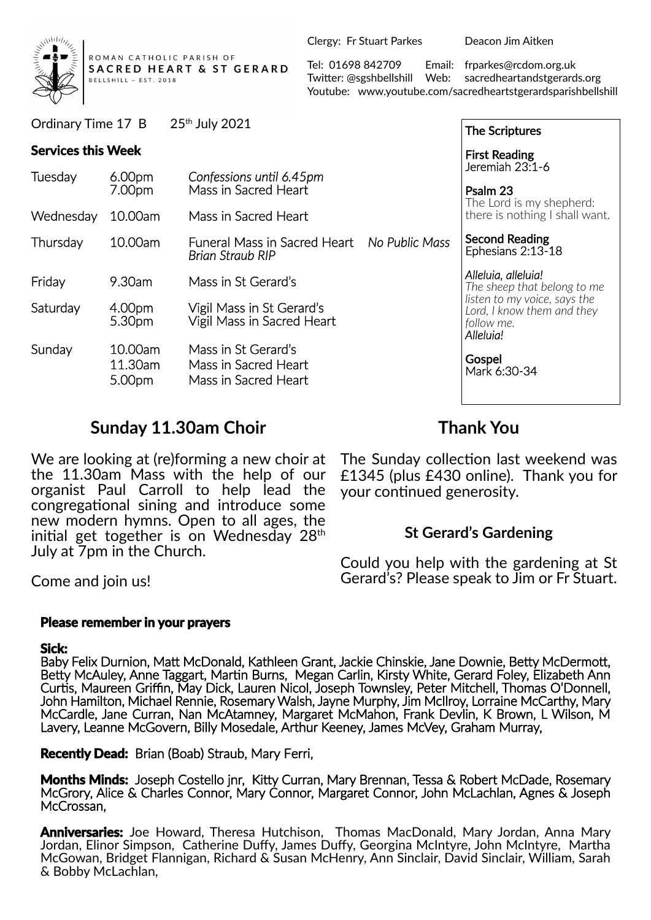ROMAN CATHOLIC PARISH OF
**SACRED HEART & ST GERARD**
BELLSHILL – EST. 2018

Clergy: Fr Stuart Parkes Deacon Jim Aitken

Tel: 01698 842709 Email: frparkes@rcdom.org.uk
Twitter: @sgshbellshill Web: sacredheartandstgerards.org
Youtube: www.youtube.com/sacredheartstgerardsparishbellshill

Ordinary Time 17 B 25th July 2021

**Services this Week**

| | | | |
|---|---|---|---|
| Tuesday | 6.00pm | *Confessions until 6.45pm* | |
| | 7.00pm | Mass in Sacred Heart | |
| Wednesday | 10.00am | Mass in Sacred Heart | |
| Thursday | 10.00am | Funeral Mass in Sacred Heart *Brian Straub RIP* | *No Public Mass* |
| Friday | 9.30am | Mass in St Gerard's | |
| Saturday | 4.00pm | Vigil Mass in St Gerard's | |
| | 5.30pm | Vigil Mass in Sacred Heart | |
| Sunday | 10.00am | Mass in St Gerard's | |
| | 11.30am | Mass in Sacred Heart | |
| | 5.00pm | Mass in Sacred Heart | |

**The Scriptures**

**First Reading**
Jeremiah 23:1-6

**Psalm 23**
The Lord is my shepherd: there is nothing I shall want.

**Second Reading**
Ephesians 2:13-18

*Alleluia, alleluia!*
*The sheep that belong to me listen to my voice, says the Lord, I know them and they follow me.*
*Alleluia!*

**Gospel**
Mark 6:30-34

## Sunday 11.30am Choir

We are looking at (re)forming a new choir at the 11.30am Mass with the help of our organist Paul Carroll to help lead the congregational sining and introduce some new modern hymns. Open to all ages, the initial get together is on Wednesday 28th July at 7pm in the Church.

Come and join us!

## Thank You

The Sunday collection last weekend was £1345 (plus £430 online). Thank you for your continued generosity.

### St Gerard's Gardening

Could you help with the gardening at St Gerard's? Please speak to Jim or Fr Stuart.

**Please remember in your prayers**

**Sick:**
Baby Felix Durnion, Matt McDonald, Kathleen Grant, Jackie Chinskie, Jane Downie, Betty McDermott, Betty McAuley, Anne Taggart, Martin Burns, Megan Carlin, Kirsty White, Gerard Foley, Elizabeth Ann Curtis, Maureen Griffin, May Dick, Lauren Nicol, Joseph Townsley, Peter Mitchell, Thomas O'Donnell, John Hamilton, Michael Rennie, Rosemary Walsh, Jayne Murphy, Jim McIlroy, Lorraine McCarthy, Mary McCardle, Jane Curran, Nan McAtamney, Margaret McMahon, Frank Devlin, K Brown, L Wilson, M Lavery, Leanne McGovern, Billy Mosedale, Arthur Keeney, James McVey, Graham Murray,

**Recently Dead:** Brian (Boab) Straub, Mary Ferri,

**Months Minds:** Joseph Costello jnr, Kitty Curran, Mary Brennan, Tessa & Robert McDade, Rosemary McGrory, Alice & Charles Connor, Mary Connor, Margaret Connor, John McLachlan, Agnes & Joseph McCrossan,

**Anniversaries:** Joe Howard, Theresa Hutchison, Thomas MacDonald, Mary Jordan, Anna Mary Jordan, Elinor Simpson, Catherine Duffy, James Duffy, Georgina McIntyre, John McIntyre, Martha McGowan, Bridget Flannigan, Richard & Susan McHenry, Ann Sinclair, David Sinclair, William, Sarah & Bobby McLachlan,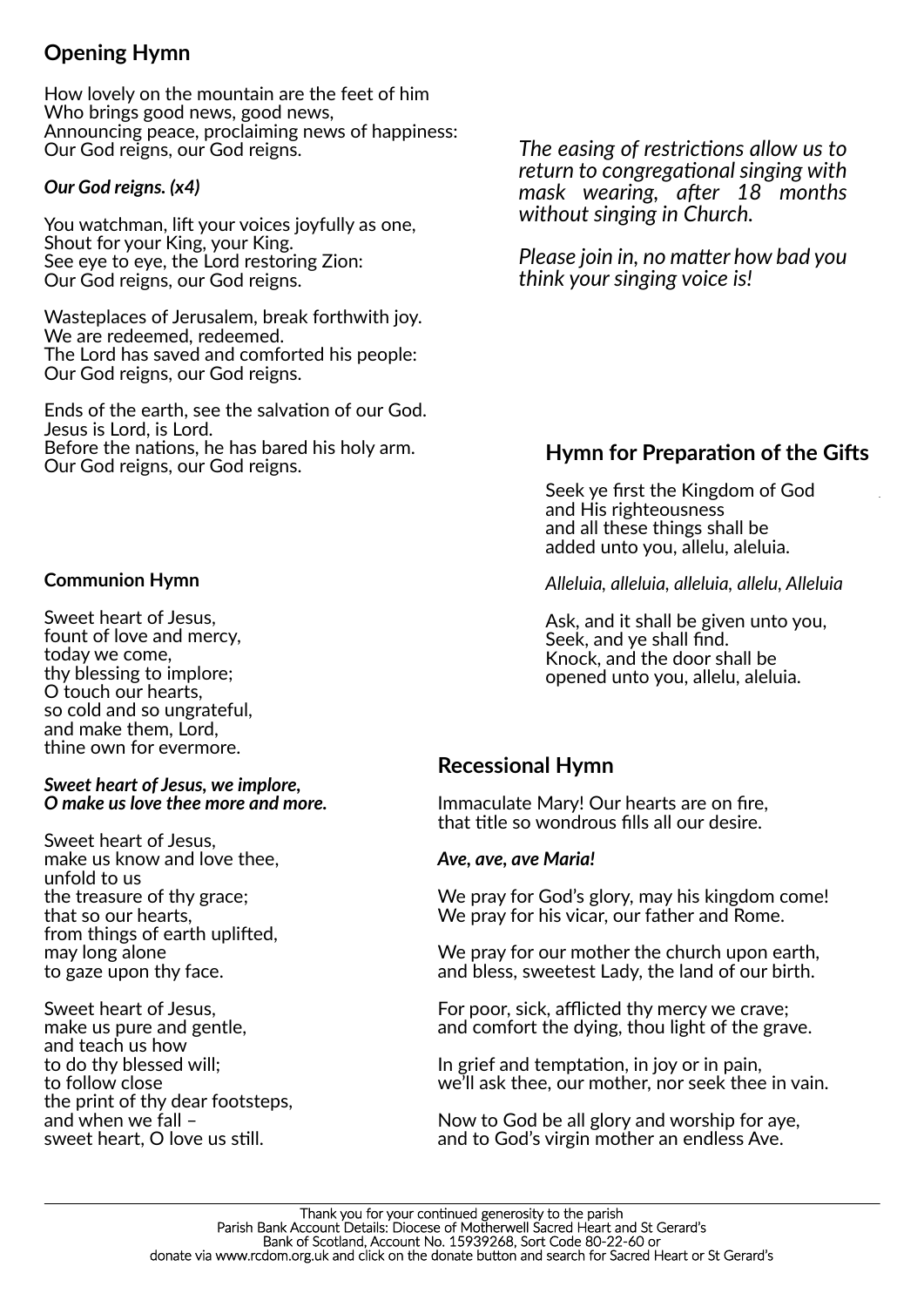## Opening Hymn

How lovely on the mountain are the feet of him
Who brings good news, good news,
Announcing peace, proclaiming news of happiness:
Our God reigns, our God reigns.

***Our God reigns. (x4)***

You watchman, lift your voices joyfully as one,
Shout for your King, your King.
See eye to eye, the Lord restoring Zion:
Our God reigns, our God reigns.

Wasteplaces of Jerusalem, break forthwith joy.
We are redeemed, redeemed.
The Lord has saved and comforted his people:
Our God reigns, our God reigns.

Ends of the earth, see the salvation of our God.
Jesus is Lord, is Lord.
Before the nations, he has bared his holy arm.
Our God reigns, our God reigns.

*The easing of restrictions allow us to return to congregational singing with mask wearing, after 18 months without singing in Church.*

*Please join in, no matter how bad you think your singing voice is!*

## Hymn for Preparation of the Gifts

Seek ye first the Kingdom of God
and His righteousness
and all these things shall be
added unto you, allelu, aleluia.

*Alleluia, alleluia, alleluia, allelu, Alleluia*

Ask, and it shall be given unto you,
Seek, and ye shall find.
Knock, and the door shall be
opened unto you, allelu, aleluia.

### Communion Hymn

Sweet heart of Jesus,
fount of love and mercy,
today we come,
thy blessing to implore;
O touch our hearts,
so cold and so ungrateful,
and make them, Lord,
thine own for evermore.

***Sweet heart of Jesus, we implore,***
***O make us love thee more and more.***

Sweet heart of Jesus,
make us know and love thee,
unfold to us
the treasure of thy grace;
that so our hearts,
from things of earth uplifted,
may long alone
to gaze upon thy face.

Sweet heart of Jesus,
make us pure and gentle,
and teach us how
to do thy blessed will;
to follow close
the print of thy dear footsteps,
and when we fall –
sweet heart, O love us still.

## Recessional Hymn

Immaculate Mary! Our hearts are on fire,
that title so wondrous fills all our desire.

***Ave, ave, ave Maria!***

We pray for God's glory, may his kingdom come!
We pray for his vicar, our father and Rome.

We pray for our mother the church upon earth,
and bless, sweetest Lady, the land of our birth.

For poor, sick, afflicted thy mercy we crave;
and comfort the dying, thou light of the grave.

In grief and temptation, in joy or in pain,
we'll ask thee, our mother, nor seek thee in vain.

Now to God be all glory and worship for aye,
and to God's virgin mother an endless Ave.

---

Thank you for your continued generosity to the parish
Parish Bank Account Details: Diocese of Motherwell Sacred Heart and St Gerard's
Bank of Scotland, Account No. 15939268, Sort Code 80-22-60 or
donate via www.rcdom.org.uk and click on the donate button and search for Sacred Heart or St Gerard's